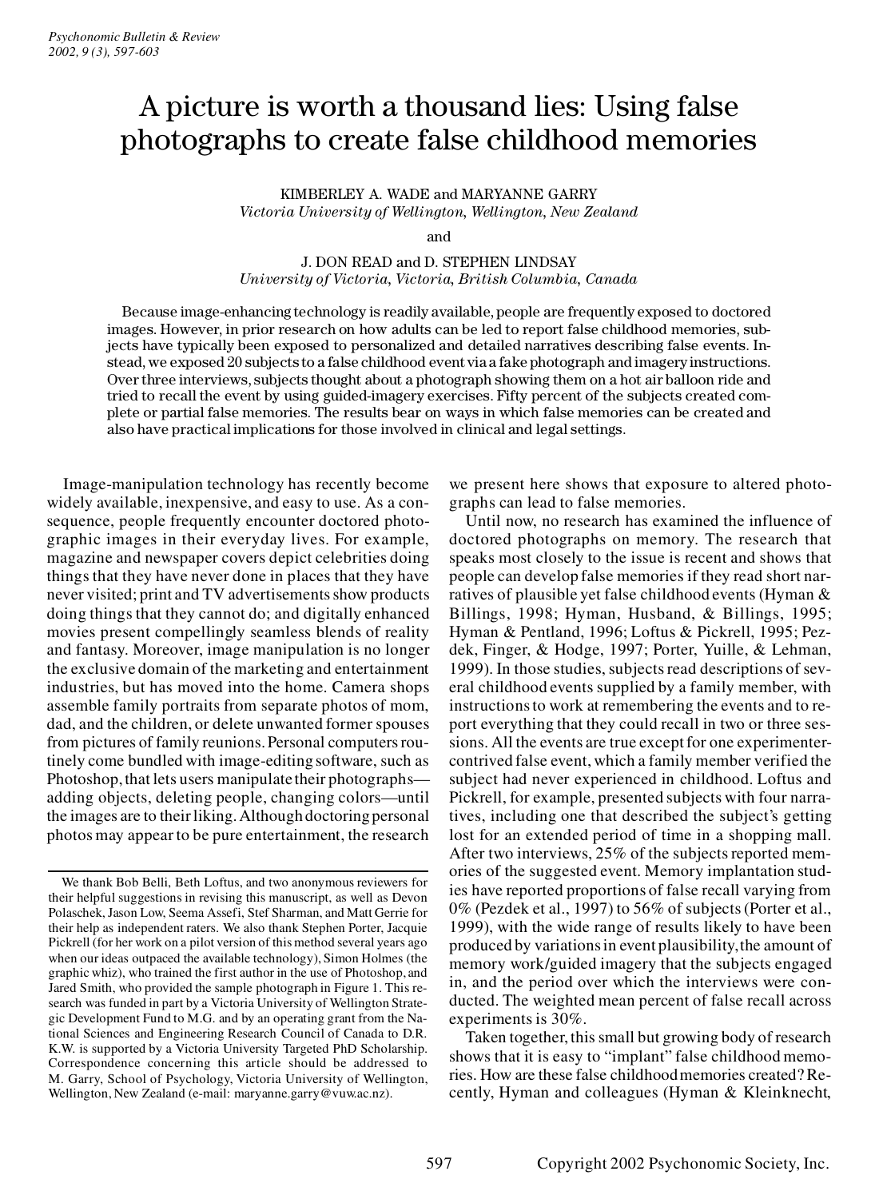# A picture is worth a thousand lies: Using false photographs to create false childhood memories

KIMBERLEY A. WADE and MARYANNE GARRY
*Victoria University of Wellington, Wellington, New Zealand*

and

J. DON READ and D. STEPHEN LINDSAY
*University of Victoria, Victoria, British Columbia, Canada*

Because image-enhancing technology is readily available, people are frequently exposed to doctored images. However, in prior research on how adults can be led to report false childhood memories, subjects have typically been exposed to personalized and detailed narratives describing false events. Instead, we exposed 20 subjects to a false childhood event via a fake photograph and imagery instructions. Over three interviews, subjects thought about a photograph showing them on a hot air balloon ride and tried to recall the event by using guided-imagery exercises. Fifty percent of the subjects created complete or partial false memories. The results bear on ways in which false memories can be created and also have practical implications for those involved in clinical and legal settings.

Image-manipulation technology has recently become widely available, inexpensive, and easy to use. As a consequence, people frequently encounter doctored photographic images in their everyday lives. For example, magazine and newspaper covers depict celebrities doing things that they have never done in places that they have never visited; print and TV advertisements show products doing things that they cannot do; and digitally enhanced movies present compellingly seamless blends of reality and fantasy. Moreover, image manipulation is no longer the exclusive domain of the marketing and entertainment industries, but has moved into the home. Camera shops assemble family portraits from separate photos of mom, dad, and the children, or delete unwanted former spouses from pictures of family reunions. Personal computers routinely come bundled with image-editing software, such as Photoshop, that lets users manipulate their photographs—adding objects, deleting people, changing colors—until the images are to their liking. Although doctoring personal photos may appear to be pure entertainment, the research we present here shows that exposure to altered photographs can lead to false memories.

Until now, no research has examined the influence of doctored photographs on memory. The research that speaks most closely to the issue is recent and shows that people can develop false memories if they read short narratives of plausible yet false childhood events (Hyman & Billings, 1998; Hyman, Husband, & Billings, 1995; Hyman & Pentland, 1996; Loftus & Pickrell, 1995; Pezdek, Finger, & Hodge, 1997; Porter, Yuille, & Lehman, 1999). In those studies, subjects read descriptions of several childhood events supplied by a family member, with instructions to work at remembering the events and to report everything that they could recall in two or three sessions. All the events are true except for one experimenter-contrived false event, which a family member verified the subject had never experienced in childhood. Loftus and Pickrell, for example, presented subjects with four narratives, including one that described the subject's getting lost for an extended period of time in a shopping mall. After two interviews, 25% of the subjects reported memories of the suggested event. Memory implantation studies have reported proportions of false recall varying from 0% (Pezdek et al., 1997) to 56% of subjects (Porter et al., 1999), with the wide range of results likely to have been produced by variations in event plausibility, the amount of memory work/guided imagery that the subjects engaged in, and the period over which the interviews were conducted. The weighted mean percent of false recall across experiments is 30%.

Taken together, this small but growing body of research shows that it is easy to "implant" false childhood memories. How are these false childhood memories created? Recently, Hyman and colleagues (Hyman & Kleinknecht,

---

We thank Bob Belli, Beth Loftus, and two anonymous reviewers for their helpful suggestions in revising this manuscript, as well as Devon Polaschek, Jason Low, Seema Assefi, Stef Sharman, and Matt Gerrie for their help as independent raters. We also thank Stephen Porter, Jacquie Pickrell (for her work on a pilot version of this method several years ago when our ideas outpaced the available technology), Simon Holmes (the graphic whiz), who trained the first author in the use of Photoshop, and Jared Smith, who provided the sample photograph in Figure 1. This research was funded in part by a Victoria University of Wellington Strategic Development Fund to M.G. and by an operating grant from the National Sciences and Engineering Research Council of Canada to D.R. K.W. is supported by a Victoria University Targeted PhD Scholarship. Correspondence concerning this article should be addressed to M. Garry, School of Psychology, Victoria University of Wellington, Wellington, New Zealand (e-mail: maryanne.garry@vuw.ac.nz).

Copyright 2002 Psychonomic Society, Inc.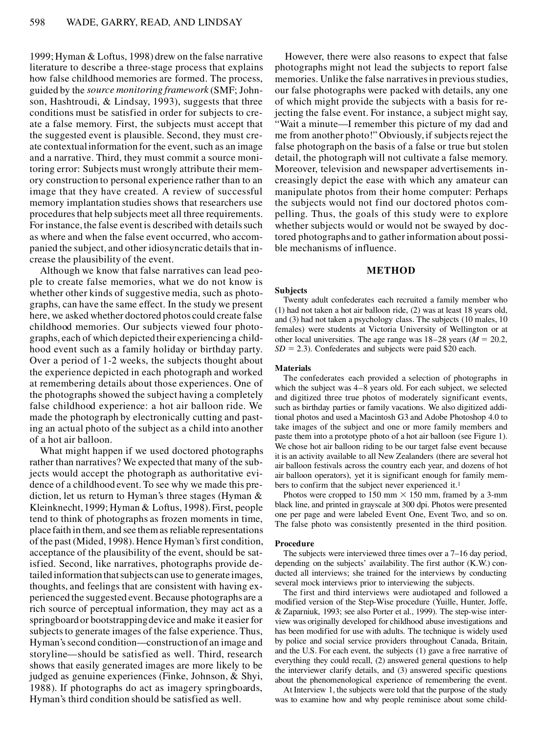1999; Hyman & Loftus, 1998) drew on the false narrative literature to describe a three-stage process that explains how false childhood memories are formed. The process, guided by the *source monitoring framework* (SMF; Johnson, Hashtroudi, & Lindsay, 1993), suggests that three conditions must be satisfied in order for subjects to create a false memory. First, the subjects must accept that the suggested event is plausible. Second, they must create contextual information for the event, such as an image and a narrative. Third, they must commit a source monitoring error: Subjects must wrongly attribute their memory construction to personal experience rather than to an image that they have created. A review of successful memory implantation studies shows that researchers use procedures that help subjects meet all three requirements. For instance, the false event is described with details such as where and when the false event occurred, who accompanied the subject, and other idiosyncratic details that increase the plausibility of the event.

Although we know that false narratives can lead people to create false memories, what we do not know is whether other kinds of suggestive media, such as photographs, can have the same effect. In the study we present here, we asked whether doctored photos could create false childhood memories. Our subjects viewed four photographs, each of which depicted their experiencing a childhood event such as a family holiday or birthday party. Over a period of 1-2 weeks, the subjects thought about the experience depicted in each photograph and worked at remembering details about those experiences. One of the photographs showed the subject having a completely false childhood experience: a hot air balloon ride. We made the photograph by electronically cutting and pasting an actual photo of the subject as a child into another of a hot air balloon.

What might happen if we used doctored photographs rather than narratives? We expected that many of the subjects would accept the photograph as authoritative evidence of a childhood event. To see why we made this prediction, let us return to Hyman's three stages (Hyman & Kleinknecht, 1999; Hyman & Loftus, 1998). First, people tend to think of photographs as frozen moments in time, place faith in them, and see them as reliable representations of the past (Mided, 1998). Hence Hyman's first condition, acceptance of the plausibility of the event, should be satisfied. Second, like narratives, photographs provide detailed information that subjects can use to generate images, thoughts, and feelings that are consistent with having experienced the suggested event. Because photographs are a rich source of perceptual information, they may act as a springboard or bootstrapping device and make it easier for subjects to generate images of the false experience. Thus, Hyman's second condition—construction of an image and storyline—should be satisfied as well. Third, research shows that easily generated images are more likely to be judged as genuine experiences (Finke, Johnson, & Shyi, 1988). If photographs do act as imagery springboards, Hyman's third condition should be satisfied as well.

However, there were also reasons to expect that false photographs might not lead the subjects to report false memories. Unlike the false narratives in previous studies, our false photographs were packed with details, any one of which might provide the subjects with a basis for rejecting the false event. For instance, a subject might say, "Wait a minute—I remember this picture of my dad and me from another photo!" Obviously, if subjects reject the false photograph on the basis of a false or true but stolen detail, the photograph will not cultivate a false memory. Moreover, television and newspaper advertisements increasingly depict the ease with which any amateur can manipulate photos from their home computer: Perhaps the subjects would not find our doctored photos compelling. Thus, the goals of this study were to explore whether subjects would or would not be swayed by doctored photographs and to gather information about possible mechanisms of influence.

## METHOD

### Subjects

Twenty adult confederates each recruited a family member who (1) had not taken a hot air balloon ride, (2) was at least 18 years old, and (3) had not taken a psychology class. The subjects (10 males, 10 females) were students at Victoria University of Wellington or at other local universities. The age range was 18–28 years ($M = 20.2$, $SD = 2.3$). Confederates and subjects were paid $20 each.

### Materials

The confederates each provided a selection of photographs in which the subject was 4–8 years old. For each subject, we selected and digitized three true photos of moderately significant events, such as birthday parties or family vacations. We also digitized additional photos and used a Macintosh G3 and Adobe Photoshop 4.0 to take images of the subject and one or more family members and paste them into a prototype photo of a hot air balloon (see Figure 1). We chose hot air balloon riding to be our target false event because it is an activity available to all New Zealanders (there are several hot air balloon festivals across the country each year, and dozens of hot air balloon operators), yet it is significant enough for family members to confirm that the subject never experienced it.[1]

Photos were cropped to 150 mm × 150 mm, framed by a 3-mm black line, and printed in grayscale at 300 dpi. Photos were presented one per page and were labeled Event One, Event Two, and so on. The false photo was consistently presented in the third position.

### Procedure

The subjects were interviewed three times over a 7–16 day period, depending on the subjects' availability. The first author (K.W.) conducted all interviews; she trained for the interviews by conducting several mock interviews prior to interviewing the subjects.

The first and third interviews were audiotaped and followed a modified version of the Step-Wise procedure (Yuille, Hunter, Joffe, & Zaparniuk, 1993; see also Porter et al., 1999). The step-wise interview was originally developed for childhood abuse investigations and has been modified for use with adults. The technique is widely used by police and social service providers throughout Canada, Britain, and the U.S. For each event, the subjects (1) gave a free narrative of everything they could recall, (2) answered general questions to help the interviewer clarify details, and (3) answered specific questions about the phenomenological experience of remembering the event.

At Interview 1, the subjects were told that the purpose of the study was to examine how and why people reminisce about some child-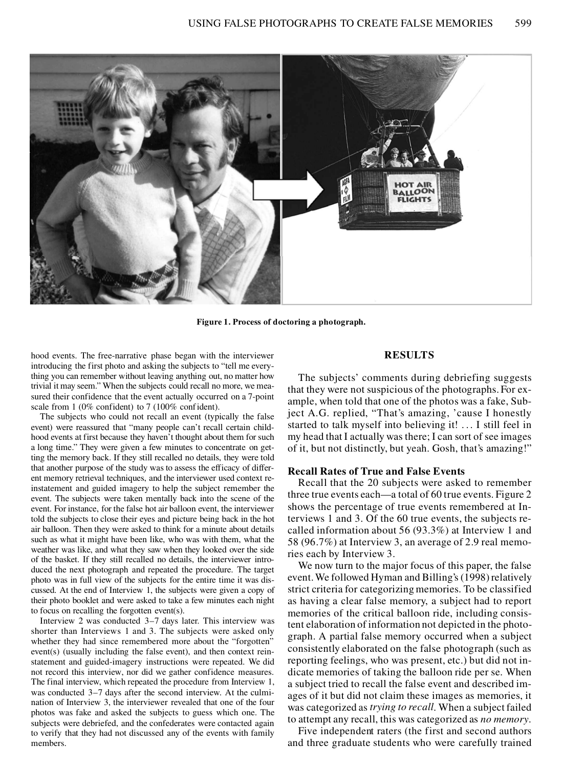Figure 1. Process of doctoring a photograph.

hood events. The free-narrative phase began with the interviewer introducing the first photo and asking the subjects to "tell me everything you can remember without leaving anything out, no matter how trivial it may seem." When the subjects could recall no more, we measured their confidence that the event actually occurred on a 7-point scale from 1 (0% confident) to 7 (100% confident).

The subjects who could not recall an event (typically the false event) were reassured that "many people can't recall certain childhood events at first because they haven't thought about them for such a long time." They were given a few minutes to concentrate on getting the memory back. If they still recalled no details, they were told that another purpose of the study was to assess the efficacy of different memory retrieval techniques, and the interviewer used context reinstatement and guided imagery to help the subject remember the event. The subjects were taken mentally back into the scene of the event. For instance, for the false hot air balloon event, the interviewer told the subjects to close their eyes and picture being back in the hot air balloon. Then they were asked to think for a minute about details such as what it might have been like, who was with them, what the weather was like, and what they saw when they looked over the side of the basket. If they still recalled no details, the interviewer introduced the next photograph and repeated the procedure. The target photo was in full view of the subjects for the entire time it was discussed. At the end of Interview 1, the subjects were given a copy of their photo booklet and were asked to take a few minutes each night to focus on recalling the forgotten event(s).

Interview 2 was conducted 3–7 days later. This interview was shorter than Interviews 1 and 3. The subjects were asked only whether they had since remembered more about the "forgotten" event(s) (usually including the false event), and then context reinstatement and guided-imagery instructions were repeated. We did not record this interview, nor did we gather confidence measures. The final interview, which repeated the procedure from Interview 1, was conducted 3–7 days after the second interview. At the culmination of Interview 3, the interviewer revealed that one of the four photos was fake and asked the subjects to guess which one. The subjects were debriefed, and the confederates were contacted again to verify that they had not discussed any of the events with family members.

## RESULTS

The subjects' comments during debriefing suggests that they were not suspicious of the photographs. For example, when told that one of the photos was a fake, Subject A.G. replied, "That's amazing, 'cause I honestly started to talk myself into believing it! . . . I still feel in my head that I actually was there; I can sort of see images of it, but not distinctly, but yeah. Gosh, that's amazing!"

### Recall Rates of True and False Events

Recall that the 20 subjects were asked to remember three true events each—a total of 60 true events. Figure 2 shows the percentage of true events remembered at Interviews 1 and 3. Of the 60 true events, the subjects recalled information about 56 (93.3%) at Interview 1 and 58 (96.7%) at Interview 3, an average of 2.9 real memories each by Interview 3.

We now turn to the major focus of this paper, the false event. We followed Hyman and Billing's (1998) relatively strict criteria for categorizing memories. To be classified as having a clear false memory, a subject had to report memories of the critical balloon ride, including consistent elaboration of information not depicted in the photograph. A partial false memory occurred when a subject consistently elaborated on the false photograph (such as reporting feelings, who was present, etc.) but did not indicate memories of taking the balloon ride per se. When a subject tried to recall the false event and described images of it but did not claim these images as memories, it was categorized as *trying to recall*. When a subject failed to attempt any recall, this was categorized as *no memory*.

Five independent raters (the first and second authors and three graduate students who were carefully trained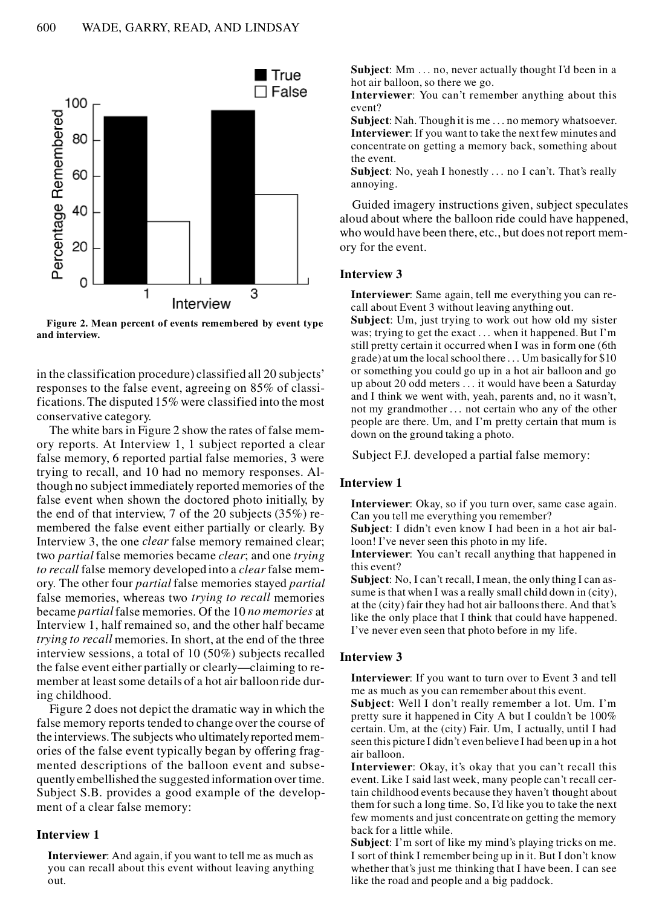**Figure 2. Mean percent of events remembered by event type and interview.**

in the classification procedure) classified all 20 subjects' responses to the false event, agreeing on 85% of classifications. The disputed 15% were classified into the most conservative category.

The white bars in Figure 2 show the rates of false memory reports. At Interview 1, 1 subject reported a clear false memory, 6 reported partial false memories, 3 were trying to recall, and 10 had no memory responses. Although no subject immediately reported memories of the false event when shown the doctored photo initially, by the end of that interview, 7 of the 20 subjects (35%) remembered the false event either partially or clearly. By Interview 3, the one *clear* false memory remained clear; two *partial* false memories became *clear*; and one *trying to recall* false memory developed into a *clear* false memory. The other four *partial* false memories stayed *partial* false memories, whereas two *trying to recall* memories became *partial* false memories. Of the 10 *no memories* at Interview 1, half remained so, and the other half became *trying to recall* memories. In short, at the end of the three interview sessions, a total of 10 (50%) subjects recalled the false event either partially or clearly—claiming to remember at least some details of a hot air balloon ride during childhood.

Figure 2 does not depict the dramatic way in which the false memory reports tended to change over the course of the interviews. The subjects who ultimately reported memories of the false event typically began by offering fragmented descriptions of the balloon event and subsequently embellished the suggested information over time. Subject S.B. provides a good example of the development of a clear false memory:

### Interview 1

**Interviewer**: And again, if you want to tell me as much as you can recall about this event without leaving anything out.

**Subject**: Mm . . . no, never actually thought I'd been in a hot air balloon, so there we go.

**Interviewer**: You can't remember anything about this event?

**Subject**: Nah. Though it is me . . . no memory whatsoever.

**Interviewer**: If you want to take the next few minutes and concentrate on getting a memory back, something about the event.

**Subject**: No, yeah I honestly . . . no I can't. That's really annoying.

Guided imagery instructions given, subject speculates aloud about where the balloon ride could have happened, who would have been there, etc., but does not report memory for the event.

### Interview 3

**Interviewer**: Same again, tell me everything you can recall about Event 3 without leaving anything out.

**Subject**: Um, just trying to work out how old my sister was; trying to get the exact . . . when it happened. But I'm still pretty certain it occurred when I was in form one (6th grade) at um the local school there . . . Um basically for $10 or something you could go up in a hot air balloon and go up about 20 odd meters . . . it would have been a Saturday and I think we went with, yeah, parents and, no it wasn't, not my grandmother . . . not certain who any of the other people are there. Um, and I'm pretty certain that mum is down on the ground taking a photo.

Subject F.J. developed a partial false memory:

### Interview 1

**Interviewer**: Okay, so if you turn over, same case again. Can you tell me everything you remember?

**Subject**: I didn't even know I had been in a hot air balloon! I've never seen this photo in my life.

**Interviewer**: You can't recall anything that happened in this event?

**Subject**: No, I can't recall, I mean, the only thing I can assume is that when I was a really small child down in (city), at the (city) fair they had hot air balloons there. And that's like the only place that I think that could have happened. I've never even seen that photo before in my life.

### Interview 3

**Interviewer**: If you want to turn over to Event 3 and tell me as much as you can remember about this event.

**Subject**: Well I don't really remember a lot. Um. I'm pretty sure it happened in City A but I couldn't be 100% certain. Um, at the (city) Fair. Um, I actually, until I had seen this picture I didn't even believe I had been up in a hot air balloon.

**Interviewer**: Okay, it's okay that you can't recall this event. Like I said last week, many people can't recall certain childhood events because they haven't thought about them for such a long time. So, I'd like you to take the next few moments and just concentrate on getting the memory back for a little while.

**Subject**: I'm sort of like my mind's playing tricks on me. I sort of think I remember being up in it. But I don't know whether that's just me thinking that I have been. I can see like the road and people and a big paddock.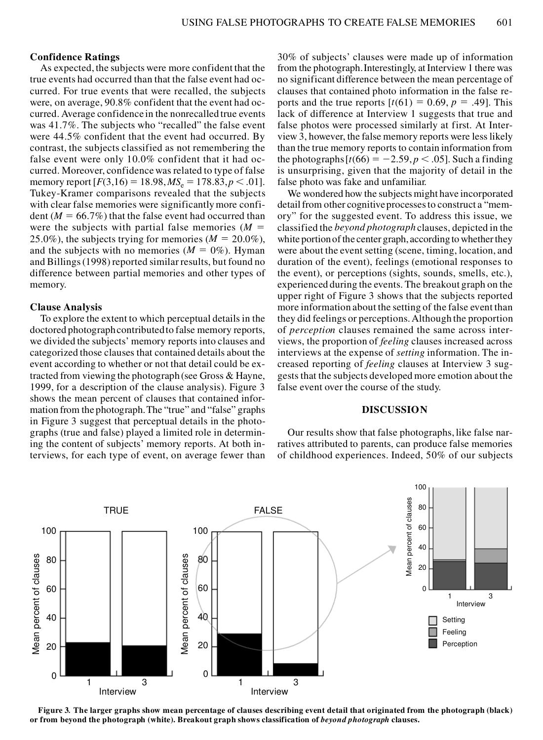### Confidence Ratings

As expected, the subjects were more confident that the true events had occurred than that the false event had occurred. For true events that were recalled, the subjects were, on average, 90.8% confident that the event had occurred. Average confidence in the nonrecalled true events was 41.7%. The subjects who "recalled" the false event were 44.5% confident that the event had occurred. By contrast, the subjects classified as not remembering the false event were only 10.0% confident that it had occurred. Moreover, confidence was related to type of false memory report [$F(3,16) = 18.98, MS_e = 178.83, p < .01$]. Tukey-Kramer comparisons revealed that the subjects with clear false memories were significantly more confident ($M = 66.7\%$) that the false event had occurred than were the subjects with partial false memories ($M = 25.0\%$), the subjects trying for memories ($M = 20.0\%$), and the subjects with no memories ($M = 0\%$). Hyman and Billings (1998) reported similar results, but found no difference between partial memories and other types of memory.

### Clause Analysis

To explore the extent to which perceptual details in the doctored photograph contributed to false memory reports, we divided the subjects' memory reports into clauses and categorized those clauses that contained details about the event according to whether or not that detail could be extracted from viewing the photograph (see Gross & Hayne, 1999, for a description of the clause analysis). Figure 3 shows the mean percent of clauses that contained information from the photograph. The "true" and "false" graphs in Figure 3 suggest that perceptual details in the photographs (true and false) played a limited role in determining the content of subjects' memory reports. At both interviews, for each type of event, on average fewer than 30% of subjects' clauses were made up of information from the photograph. Interestingly, at Interview 1 there was no significant difference between the mean percentage of clauses that contained photo information in the false reports and the true reports [$t(61) = 0.69, p = .49$]. This lack of difference at Interview 1 suggests that true and false photos were processed similarly at first. At Interview 3, however, the false memory reports were less likely than the true memory reports to contain information from the photographs [$t(66) = -2.59, p < .05$]. Such a finding is unsurprising, given that the majority of detail in the false photo was fake and unfamiliar.

We wondered how the subjects might have incorporated detail from other cognitive processes to construct a "memory" for the suggested event. To address this issue, we classified the *beyond photograph* clauses, depicted in the white portion of the center graph, according to whether they were about the event setting (scene, timing, location, and duration of the event), feelings (emotional responses to the event), or perceptions (sights, sounds, smells, etc.), experienced during the events. The breakout graph on the upper right of Figure 3 shows that the subjects reported more information about the setting of the false event than they did feelings or perceptions. Although the proportion of *perception* clauses remained the same across interviews, the proportion of *feeling* clauses increased across interviews at the expense of *setting* information. The increased reporting of *feeling* clauses at Interview 3 suggests that the subjects developed more emotion about the false event over the course of the study.

## DISCUSSION

Our results show that false photographs, like false narratives attributed to parents, can produce false memories of childhood experiences. Indeed, 50% of our subjects

**Figure 3. The larger graphs show mean percentage of clauses describing event detail that originated from the photograph (black) or from beyond the photograph (white). Breakout graph shows classification of *beyond photograph* clauses.**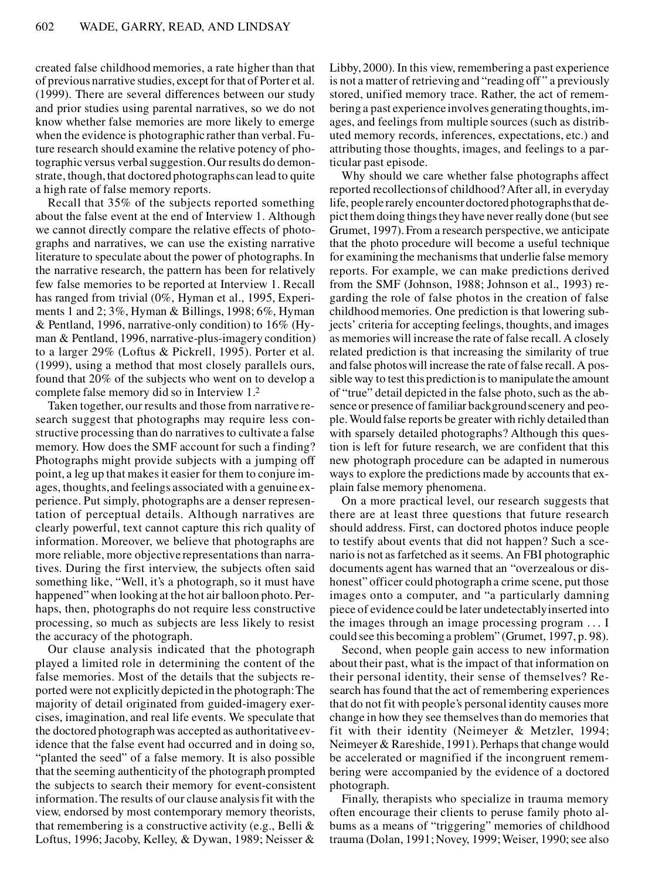created false childhood memories, a rate higher than that of previous narrative studies, except for that of Porter et al. (1999). There are several differences between our study and prior studies using parental narratives, so we do not know whether false memories are more likely to emerge when the evidence is photographic rather than verbal. Future research should examine the relative potency of photographic versus verbal suggestion. Our results do demonstrate, though, that doctored photographs can lead to quite a high rate of false memory reports.

Recall that 35% of the subjects reported something about the false event at the end of Interview 1. Although we cannot directly compare the relative effects of photographs and narratives, we can use the existing narrative literature to speculate about the power of photographs. In the narrative research, the pattern has been for relatively few false memories to be reported at Interview 1. Recall has ranged from trivial (0%, Hyman et al., 1995, Experiments 1 and 2; 3%, Hyman & Billings, 1998; 6%, Hyman & Pentland, 1996, narrative-only condition) to 16% (Hyman & Pentland, 1996, narrative-plus-imagery condition) to a larger 29% (Loftus & Pickrell, 1995). Porter et al. (1999), using a method that most closely parallels ours, found that 20% of the subjects who went on to develop a complete false memory did so in Interview 1.[2]

Taken together, our results and those from narrative research suggest that photographs may require less constructive processing than do narratives to cultivate a false memory. How does the SMF account for such a finding? Photographs might provide subjects with a jumping off point, a leg up that makes it easier for them to conjure images, thoughts, and feelings associated with a genuine experience. Put simply, photographs are a denser representation of perceptual details. Although narratives are clearly powerful, text cannot capture this rich quality of information. Moreover, we believe that photographs are more reliable, more objective representations than narratives. During the first interview, the subjects often said something like, "Well, it's a photograph, so it must have happened" when looking at the hot air balloon photo. Perhaps, then, photographs do not require less constructive processing, so much as subjects are less likely to resist the accuracy of the photograph.

Our clause analysis indicated that the photograph played a limited role in determining the content of the false memories. Most of the details that the subjects reported were not explicitly depicted in the photograph: The majority of detail originated from guided-imagery exercises, imagination, and real life events. We speculate that the doctored photograph was accepted as authoritative evidence that the false event had occurred and in doing so, "planted the seed" of a false memory. It is also possible that the seeming authenticity of the photograph prompted the subjects to search their memory for event-consistent information. The results of our clause analysis fit with the view, endorsed by most contemporary memory theorists, that remembering is a constructive activity (e.g., Belli & Loftus, 1996; Jacoby, Kelley, & Dywan, 1989; Neisser & Libby, 2000). In this view, remembering a past experience is not a matter of retrieving and "reading off" a previously stored, unified memory trace. Rather, the act of remembering a past experience involves generating thoughts, images, and feelings from multiple sources (such as distributed memory records, inferences, expectations, etc.) and attributing those thoughts, images, and feelings to a particular past episode.

Why should we care whether false photographs affect reported recollections of childhood? After all, in everyday life, people rarely encounter doctored photographs that depict them doing things they have never really done (but see Grumet, 1997). From a research perspective, we anticipate that the photo procedure will become a useful technique for examining the mechanisms that underlie false memory reports. For example, we can make predictions derived from the SMF (Johnson, 1988; Johnson et al., 1993) regarding the role of false photos in the creation of false childhood memories. One prediction is that lowering subjects' criteria for accepting feelings, thoughts, and images as memories will increase the rate of false recall. A closely related prediction is that increasing the similarity of true and false photos will increase the rate of false recall. A possible way to test this prediction is to manipulate the amount of "true" detail depicted in the false photo, such as the absence or presence of familiar background scenery and people. Would false reports be greater with richly detailed than with sparsely detailed photographs? Although this question is left for future research, we are confident that this new photograph procedure can be adapted in numerous ways to explore the predictions made by accounts that explain false memory phenomena.

On a more practical level, our research suggests that there are at least three questions that future research should address. First, can doctored photos induce people to testify about events that did not happen? Such a scenario is not as farfetched as it seems. An FBI photographic documents agent has warned that an "overzealous or dishonest" officer could photograph a crime scene, put those images onto a computer, and "a particularly damning piece of evidence could be later undetectably inserted into the images through an image processing program . . . I could see this becoming a problem" (Grumet, 1997, p. 98).

Second, when people gain access to new information about their past, what is the impact of that information on their personal identity, their sense of themselves? Research has found that the act of remembering experiences that do not fit with people's personal identity causes more change in how they see themselves than do memories that fit with their identity (Neimeyer & Metzler, 1994; Neimeyer & Rareshide, 1991). Perhaps that change would be accelerated or magnified if the incongruent remembering were accompanied by the evidence of a doctored photograph.

Finally, therapists who specialize in trauma memory often encourage their clients to peruse family photo albums as a means of "triggering" memories of childhood trauma (Dolan, 1991; Novey, 1999; Weiser, 1990; see also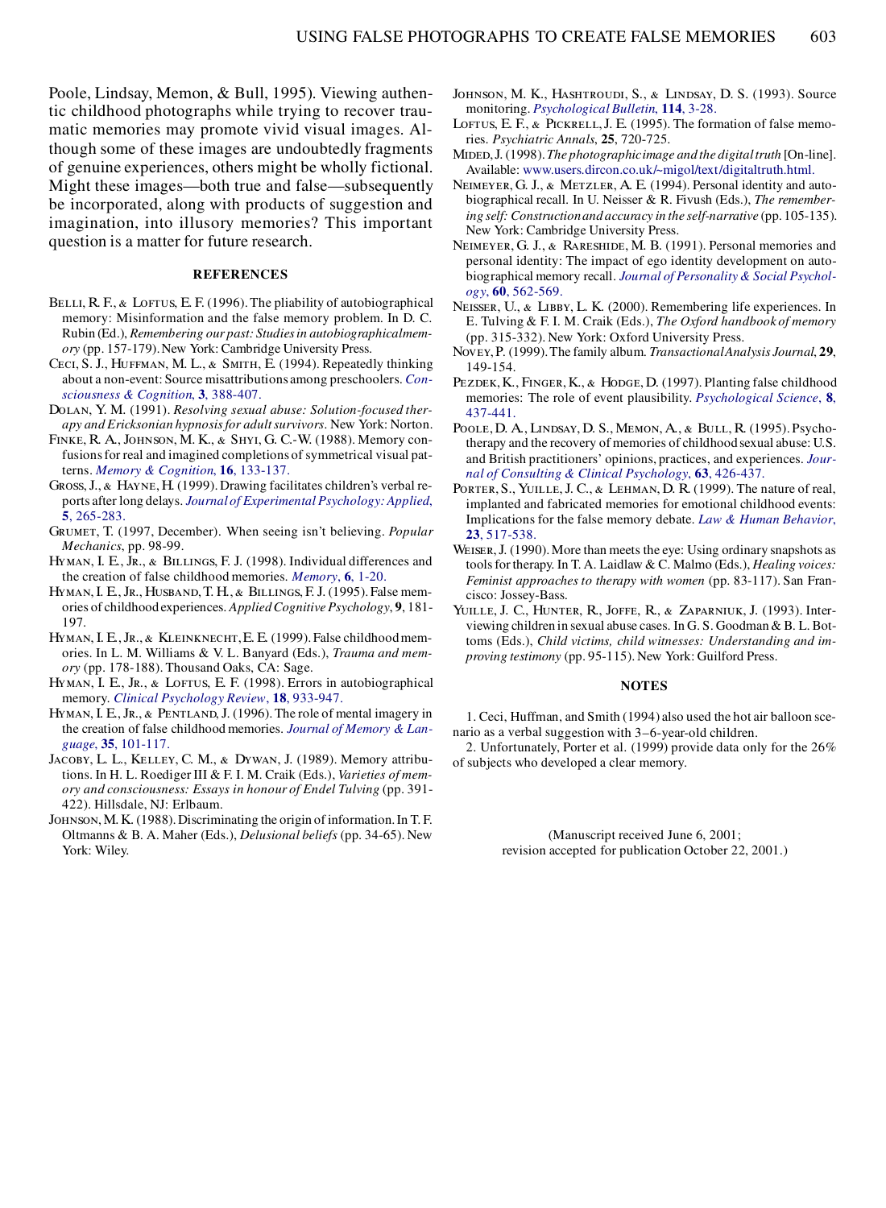Poole, Lindsay, Memon, & Bull, 1995). Viewing authentic childhood photographs while trying to recover traumatic memories may promote vivid visual images. Although some of these images are undoubtedly fragments of genuine experiences, others might be wholly fictional. Might these images—both true and false—subsequently be incorporated, along with products of suggestion and imagination, into illusory memories? This important question is a matter for future research.

## REFERENCES

Belli, R. F., & Loftus, E. F. (1996). The pliability of autobiographical memory: Misinformation and the false memory problem. In D. C. Rubin (Ed.), *Remembering our past: Studies in autobiographical memory* (pp. 157-179). New York: Cambridge University Press.

Ceci, S. J., Huffman, M. L., & Smith, E. (1994). Repeatedly thinking about a non-event: Source misattributions among preschoolers. *Consciousness & Cognition*, **3**, 388-407.

Dolan, Y. M. (1991). *Resolving sexual abuse: Solution-focused therapy and Ericksonian hypnosis for adult survivors*. New York: Norton.

Finke, R. A., Johnson, M. K., & Shyi, G. C.-W. (1988). Memory confusions for real and imagined completions of symmetrical visual patterns. *Memory & Cognition*, **16**, 133-137.

Gross, J., & Hayne, H. (1999). Drawing facilitates children's verbal reports after long delays. *Journal of Experimental Psychology: Applied*, **5**, 265-283.

Grumet, T. (1997, December). When seeing isn't believing. *Popular Mechanics*, pp. 98-99.

Hyman, I. E., Jr., & Billings, F. J. (1998). Individual differences and the creation of false childhood memories. *Memory*, **6**, 1-20.

Hyman, I. E., Jr., Husband, T. H., & Billings, F. J. (1995). False memories of childhood experiences. *Applied Cognitive Psychology*, **9**, 181-197.

Hyman, I. E., Jr., & Kleinknecht, E. E. (1999). False childhood memories. In L. M. Williams & V. L. Banyard (Eds.), *Trauma and memory* (pp. 178-188). Thousand Oaks, CA: Sage.

Hyman, I. E., Jr., & Loftus, E. F. (1998). Errors in autobiographical memory. *Clinical Psychology Review*, **18**, 933-947.

Hyman, I. E., Jr., & Pentland, J. (1996). The role of mental imagery in the creation of false childhood memories. *Journal of Memory & Language*, **35**, 101-117.

Jacoby, L. L., Kelley, C. M., & Dywan, J. (1989). Memory attributions. In H. L. Roediger III & F. I. M. Craik (Eds.), *Varieties of memory and consciousness: Essays in honour of Endel Tulving* (pp. 391-422). Hillsdale, NJ: Erlbaum.

Johnson, M. K. (1988). Discriminating the origin of information. In T. F. Oltmanns & B. A. Maher (Eds.), *Delusional beliefs* (pp. 34-65). New York: Wiley.

Johnson, M. K., Hashtroudi, S., & Lindsay, D. S. (1993). Source monitoring. *Psychological Bulletin*, **114**, 3-28.

Loftus, E. F., & Pickrell, J. E. (1995). The formation of false memories. *Psychiatric Annals*, **25**, 720-725.

Mided, J. (1998). *The photographic image and the digital truth* [On-line]. Available: www.users.dircon.co.uk/~migol/text/digitaltruth.html.

Neimeyer, G. J., & Metzler, A. E. (1994). Personal identity and autobiographical recall. In U. Neisser & R. Fivush (Eds.), *The remembering self: Construction and accuracy in the self-narrative* (pp. 105-135). New York: Cambridge University Press.

Neimeyer, G. J., & Rareshide, M. B. (1991). Personal memories and personal identity: The impact of ego identity development on autobiographical memory recall. *Journal of Personality & Social Psychology*, **60**, 562-569.

Neisser, U., & Libby, L. K. (2000). Remembering life experiences. In E. Tulving & F. I. M. Craik (Eds.), *The Oxford handbook of memory* (pp. 315-332). New York: Oxford University Press.

Novey, P. (1999). The family album. *Transactional Analysis Journal*, **29**, 149-154.

Pezdek, K., Finger, K., & Hodge, D. (1997). Planting false childhood memories: The role of event plausibility. *Psychological Science*, **8**, 437-441.

Poole, D. A., Lindsay, D. S., Memon, A., & Bull, R. (1995). Psychotherapy and the recovery of memories of childhood sexual abuse: U.S. and British practitioners' opinions, practices, and experiences. *Journal of Consulting & Clinical Psychology*, **63**, 426-437.

Porter, S., Yuille, J. C., & Lehman, D. R. (1999). The nature of real, implanted and fabricated memories for emotional childhood events: Implications for the false memory debate. *Law & Human Behavior*, **23**, 517-538.

Weiser, J. (1990). More than meets the eye: Using ordinary snapshots as tools for therapy. In T. A. Laidlaw & C. Malmo (Eds.), *Healing voices: Feminist approaches to therapy with women* (pp. 83-117). San Francisco: Jossey-Bass.

Yuille, J. C., Hunter, R., Joffe, R., & Zaparniuk, J. (1993). Interviewing children in sexual abuse cases. In G. S. Goodman & B. L. Bottoms (Eds.), *Child victims, child witnesses: Understanding and improving testimony* (pp. 95-115). New York: Guilford Press.

## NOTES

1. Ceci, Huffman, and Smith (1994) also used the hot air balloon scenario as a verbal suggestion with 3–6-year-old children.

2. Unfortunately, Porter et al. (1999) provide data only for the 26% of subjects who developed a clear memory.

(Manuscript received June 6, 2001;
revision accepted for publication October 22, 2001.)